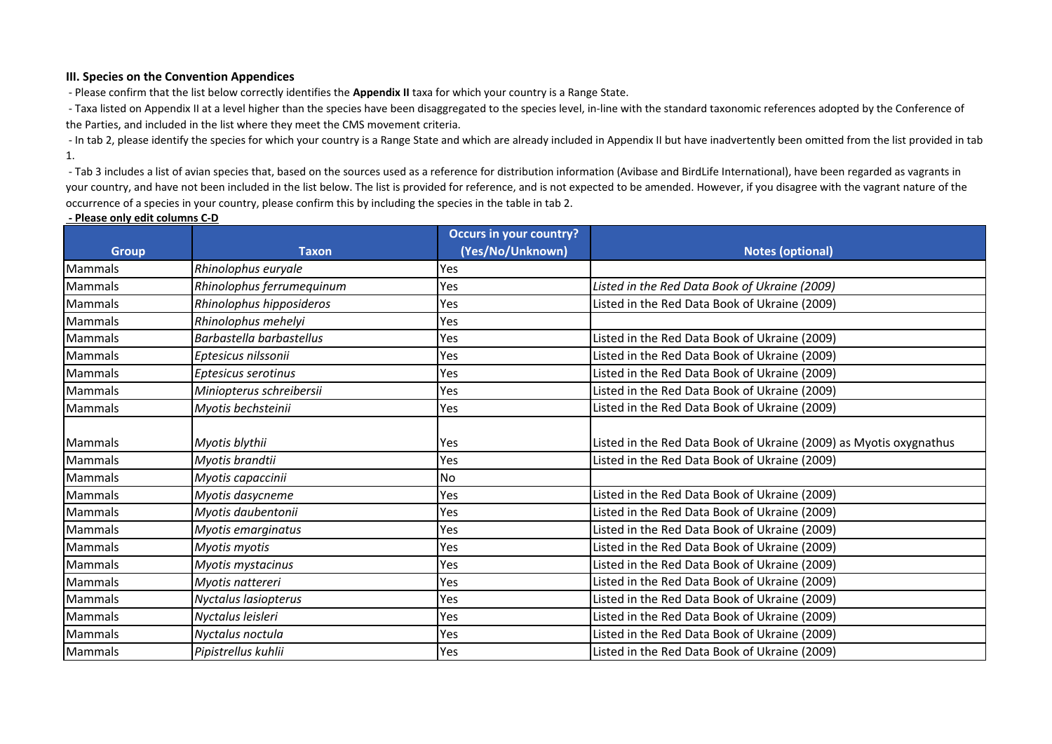### III. Species on the Convention Appendices

- Please confirm that the list below correctly identifies the **Appendix II** taxa for which your country is a Range State.
- Taxa listed on Appendix II at a level higher than the species have been disaggregated to the species level, in-line with the standard taxonomic references adopted by the Conference of the Parties, and included in the list where they meet the CMS movement criteria.
- In tab 2, please identify the species for which your country is a Range State and which are already included in Appendix II but have inadvertently been omitted from the list provided in tab 1.
- Tab 3 includes a list of avian species that, based on the sources used as a reference for distribution information (Avibase and BirdLife International), have been regarded as vagrants in your country, and have not been included in the list below. The list is provided for reference, and is not expected to be amended. However, if you disagree with the vagrant nature of the occurrence of a species in your country, please confirm this by including the species in the table in tab 2.

**- Please only edit columns C-D**

| Group | Taxon | Occurs in your country? (Yes/No/Unknown) | Notes (optional) |
|---|---|---|---|
| Mammals | *Rhinolophus euryale* | Yes | |
| Mammals | *Rhinolophus ferrumequinum* | Yes | *Listed in the Red Data Book of Ukraine (2009)* |
| Mammals | *Rhinolophus hipposideros* | Yes | Listed in the Red Data Book of Ukraine (2009) |
| Mammals | *Rhinolophus mehelyi* | Yes | |
| Mammals | *Barbastella barbastellus* | Yes | Listed in the Red Data Book of Ukraine (2009) |
| Mammals | *Eptesicus nilssonii* | Yes | Listed in the Red Data Book of Ukraine (2009) |
| Mammals | *Eptesicus serotinus* | Yes | Listed in the Red Data Book of Ukraine (2009) |
| Mammals | *Miniopterus schreibersii* | Yes | Listed in the Red Data Book of Ukraine (2009) |
| Mammals | *Myotis bechsteinii* | Yes | Listed in the Red Data Book of Ukraine (2009) |
| Mammals | *Myotis blythii* | Yes | Listed in the Red Data Book of Ukraine (2009) as Myotis oxygnathus |
| Mammals | *Myotis brandtii* | Yes | Listed in the Red Data Book of Ukraine (2009) |
| Mammals | *Myotis capaccinii* | No | |
| Mammals | *Myotis dasycneme* | Yes | Listed in the Red Data Book of Ukraine (2009) |
| Mammals | *Myotis daubentonii* | Yes | Listed in the Red Data Book of Ukraine (2009) |
| Mammals | *Myotis emarginatus* | Yes | Listed in the Red Data Book of Ukraine (2009) |
| Mammals | *Myotis myotis* | Yes | Listed in the Red Data Book of Ukraine (2009) |
| Mammals | *Myotis mystacinus* | Yes | Listed in the Red Data Book of Ukraine (2009) |
| Mammals | *Myotis nattereri* | Yes | Listed in the Red Data Book of Ukraine (2009) |
| Mammals | *Nyctalus lasiopterus* | Yes | Listed in the Red Data Book of Ukraine (2009) |
| Mammals | *Nyctalus leisleri* | Yes | Listed in the Red Data Book of Ukraine (2009) |
| Mammals | *Nyctalus noctula* | Yes | Listed in the Red Data Book of Ukraine (2009) |
| Mammals | *Pipistrellus kuhlii* | Yes | Listed in the Red Data Book of Ukraine (2009) |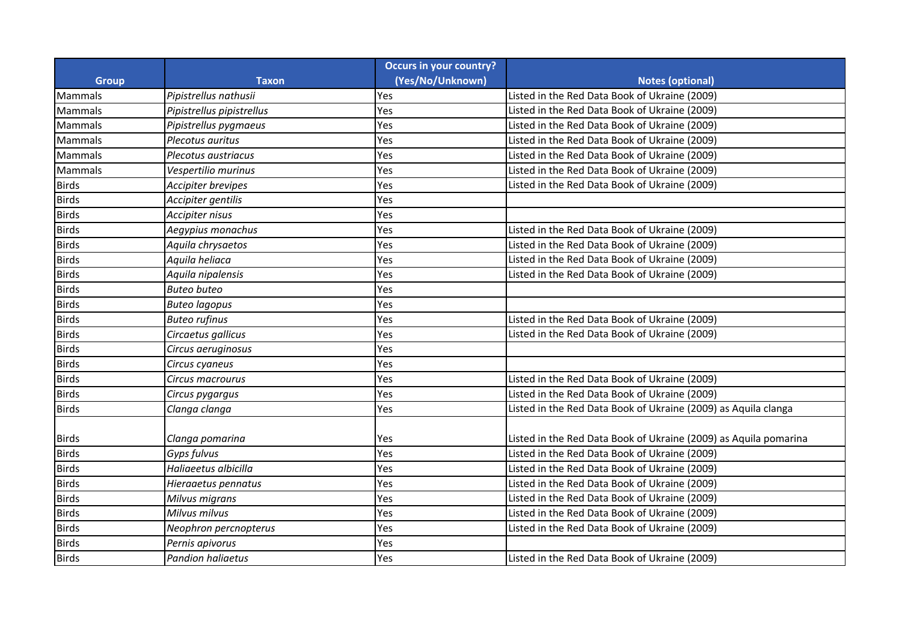| Group | Taxon | Occurs in your country? (Yes/No/Unknown) | Notes (optional) |
| --- | --- | --- | --- |
| Mammals | *Pipistrellus nathusii* | Yes | Listed in the Red Data Book of Ukraine (2009) |
| Mammals | *Pipistrellus pipistrellus* | Yes | Listed in the Red Data Book of Ukraine (2009) |
| Mammals | *Pipistrellus pygmaeus* | Yes | Listed in the Red Data Book of Ukraine (2009) |
| Mammals | *Plecotus auritus* | Yes | Listed in the Red Data Book of Ukraine (2009) |
| Mammals | *Plecotus austriacus* | Yes | Listed in the Red Data Book of Ukraine (2009) |
| Mammals | *Vespertilio murinus* | Yes | Listed in the Red Data Book of Ukraine (2009) |
| Birds | *Accipiter brevipes* | Yes | Listed in the Red Data Book of Ukraine (2009) |
| Birds | *Accipiter gentilis* | Yes | |
| Birds | *Accipiter nisus* | Yes | |
| Birds | *Aegypius monachus* | Yes | Listed in the Red Data Book of Ukraine (2009) |
| Birds | *Aquila chrysaetos* | Yes | Listed in the Red Data Book of Ukraine (2009) |
| Birds | *Aquila heliaca* | Yes | Listed in the Red Data Book of Ukraine (2009) |
| Birds | *Aquila nipalensis* | Yes | Listed in the Red Data Book of Ukraine (2009) |
| Birds | *Buteo buteo* | Yes | |
| Birds | *Buteo lagopus* | Yes | |
| Birds | *Buteo rufinus* | Yes | Listed in the Red Data Book of Ukraine (2009) |
| Birds | *Circaetus gallicus* | Yes | Listed in the Red Data Book of Ukraine (2009) |
| Birds | *Circus aeruginosus* | Yes | |
| Birds | *Circus cyaneus* | Yes | |
| Birds | *Circus macrourus* | Yes | Listed in the Red Data Book of Ukraine (2009) |
| Birds | *Circus pygargus* | Yes | Listed in the Red Data Book of Ukraine (2009) |
| Birds | *Clanga clanga* | Yes | Listed in the Red Data Book of Ukraine (2009) as Aquila clanga |
| Birds | *Clanga pomarina* | Yes | Listed in the Red Data Book of Ukraine (2009) as Aquila pomarina |
| Birds | *Gyps fulvus* | Yes | Listed in the Red Data Book of Ukraine (2009) |
| Birds | *Haliaeetus albicilla* | Yes | Listed in the Red Data Book of Ukraine (2009) |
| Birds | *Hieraaetus pennatus* | Yes | Listed in the Red Data Book of Ukraine (2009) |
| Birds | *Milvus migrans* | Yes | Listed in the Red Data Book of Ukraine (2009) |
| Birds | *Milvus milvus* | Yes | Listed in the Red Data Book of Ukraine (2009) |
| Birds | *Neophron percnopterus* | Yes | Listed in the Red Data Book of Ukraine (2009) |
| Birds | *Pernis apivorus* | Yes | |
| Birds | *Pandion haliaetus* | Yes | Listed in the Red Data Book of Ukraine (2009) |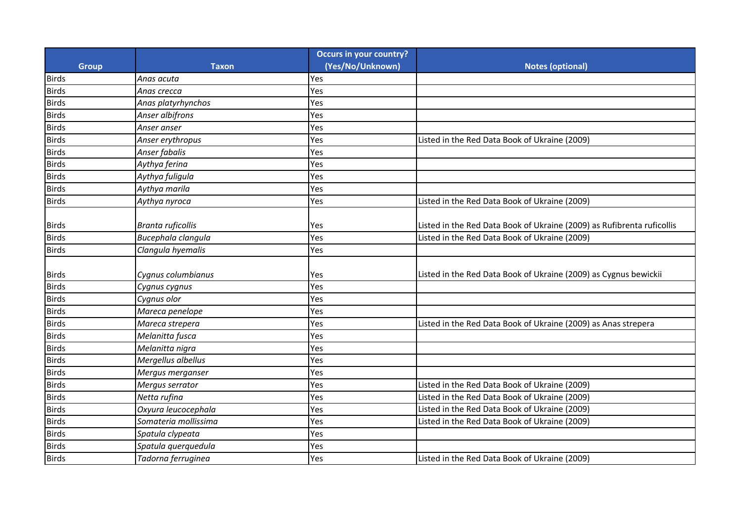| Group | Taxon | Occurs in your country? (Yes/No/Unknown) | Notes (optional) |
|---|---|---|---|
| Birds | *Anas acuta* | Yes | |
| Birds | *Anas crecca* | Yes | |
| Birds | *Anas platyrhynchos* | Yes | |
| Birds | *Anser albifrons* | Yes | |
| Birds | *Anser anser* | Yes | |
| Birds | *Anser erythropus* | Yes | Listed in the Red Data Book of Ukraine (2009) |
| Birds | *Anser fabalis* | Yes | |
| Birds | *Aythya ferina* | Yes | |
| Birds | *Aythya fuligula* | Yes | |
| Birds | *Aythya marila* | Yes | |
| Birds | *Aythya nyroca* | Yes | Listed in the Red Data Book of Ukraine (2009) |
| Birds | *Branta ruficollis* | Yes | Listed in the Red Data Book of Ukraine (2009) as Rufibrenta ruficollis |
| Birds | *Bucephala clangula* | Yes | Listed in the Red Data Book of Ukraine (2009) |
| Birds | *Clangula hyemalis* | Yes | |
| Birds | *Cygnus columbianus* | Yes | Listed in the Red Data Book of Ukraine (2009) as Cygnus bewickii |
| Birds | *Cygnus cygnus* | Yes | |
| Birds | *Cygnus olor* | Yes | |
| Birds | *Mareca penelope* | Yes | |
| Birds | *Mareca strepera* | Yes | Listed in the Red Data Book of Ukraine (2009) as Anas strepera |
| Birds | *Melanitta fusca* | Yes | |
| Birds | *Melanitta nigra* | Yes | |
| Birds | *Mergellus albellus* | Yes | |
| Birds | *Mergus merganser* | Yes | |
| Birds | *Mergus serrator* | Yes | Listed in the Red Data Book of Ukraine (2009) |
| Birds | *Netta rufina* | Yes | Listed in the Red Data Book of Ukraine (2009) |
| Birds | *Oxyura leucocephala* | Yes | Listed in the Red Data Book of Ukraine (2009) |
| Birds | *Somateria mollissima* | Yes | Listed in the Red Data Book of Ukraine (2009) |
| Birds | *Spatula clypeata* | Yes | |
| Birds | *Spatula querquedula* | Yes | |
| Birds | *Tadorna ferruginea* | Yes | Listed in the Red Data Book of Ukraine (2009) |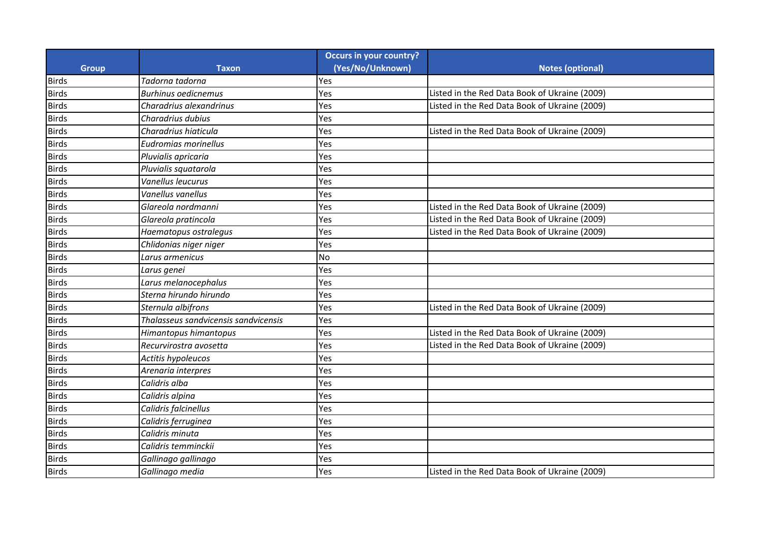| Group | Taxon | Occurs in your country? (Yes/No/Unknown) | Notes (optional) |
|---|---|---|---|
| Birds | *Tadorna tadorna* | Yes | |
| Birds | *Burhinus oedicnemus* | Yes | Listed in the Red Data Book of Ukraine (2009) |
| Birds | *Charadrius alexandrinus* | Yes | Listed in the Red Data Book of Ukraine (2009) |
| Birds | *Charadrius dubius* | Yes | |
| Birds | *Charadrius hiaticula* | Yes | Listed in the Red Data Book of Ukraine (2009) |
| Birds | *Eudromias morinellus* | Yes | |
| Birds | *Pluvialis apricaria* | Yes | |
| Birds | *Pluvialis squatarola* | Yes | |
| Birds | *Vanellus leucurus* | Yes | |
| Birds | *Vanellus vanellus* | Yes | |
| Birds | *Glareola nordmanni* | Yes | Listed in the Red Data Book of Ukraine (2009) |
| Birds | *Glareola pratincola* | Yes | Listed in the Red Data Book of Ukraine (2009) |
| Birds | *Haematopus ostralegus* | Yes | Listed in the Red Data Book of Ukraine (2009) |
| Birds | *Chlidonias niger niger* | Yes | |
| Birds | *Larus armenicus* | No | |
| Birds | *Larus genei* | Yes | |
| Birds | *Larus melanocephalus* | Yes | |
| Birds | *Sterna hirundo hirundo* | Yes | |
| Birds | *Sternula albifrons* | Yes | Listed in the Red Data Book of Ukraine (2009) |
| Birds | *Thalasseus sandvicensis sandvicensis* | Yes | |
| Birds | *Himantopus himantopus* | Yes | Listed in the Red Data Book of Ukraine (2009) |
| Birds | *Recurvirostra avosetta* | Yes | Listed in the Red Data Book of Ukraine (2009) |
| Birds | *Actitis hypoleucos* | Yes | |
| Birds | *Arenaria interpres* | Yes | |
| Birds | *Calidris alba* | Yes | |
| Birds | *Calidris alpina* | Yes | |
| Birds | *Calidris falcinellus* | Yes | |
| Birds | *Calidris ferruginea* | Yes | |
| Birds | *Calidris minuta* | Yes | |
| Birds | *Calidris temminckii* | Yes | |
| Birds | *Gallinago gallinago* | Yes | |
| Birds | *Gallinago media* | Yes | Listed in the Red Data Book of Ukraine (2009) |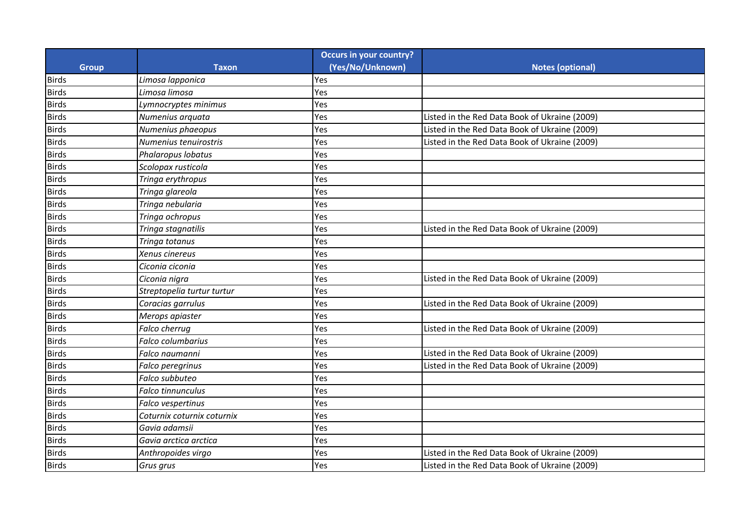| Group | Taxon | Occurs in your country? (Yes/No/Unknown) | Notes (optional) |
|---|---|---|---|
| Birds | *Limosa lapponica* | Yes | |
| Birds | *Limosa limosa* | Yes | |
| Birds | *Lymnocryptes minimus* | Yes | |
| Birds | *Numenius arquata* | Yes | Listed in the Red Data Book of Ukraine (2009) |
| Birds | *Numenius phaeopus* | Yes | Listed in the Red Data Book of Ukraine (2009) |
| Birds | *Numenius tenuirostris* | Yes | Listed in the Red Data Book of Ukraine (2009) |
| Birds | *Phalaropus lobatus* | Yes | |
| Birds | *Scolopax rusticola* | Yes | |
| Birds | *Tringa erythropus* | Yes | |
| Birds | *Tringa glareola* | Yes | |
| Birds | *Tringa nebularia* | Yes | |
| Birds | *Tringa ochropus* | Yes | |
| Birds | *Tringa stagnatilis* | Yes | Listed in the Red Data Book of Ukraine (2009) |
| Birds | *Tringa totanus* | Yes | |
| Birds | *Xenus cinereus* | Yes | |
| Birds | *Ciconia ciconia* | Yes | |
| Birds | *Ciconia nigra* | Yes | Listed in the Red Data Book of Ukraine (2009) |
| Birds | *Streptopelia turtur turtur* | Yes | |
| Birds | *Coracias garrulus* | Yes | Listed in the Red Data Book of Ukraine (2009) |
| Birds | *Merops apiaster* | Yes | |
| Birds | *Falco cherrug* | Yes | Listed in the Red Data Book of Ukraine (2009) |
| Birds | *Falco columbarius* | Yes | |
| Birds | *Falco naumanni* | Yes | Listed in the Red Data Book of Ukraine (2009) |
| Birds | *Falco peregrinus* | Yes | Listed in the Red Data Book of Ukraine (2009) |
| Birds | *Falco subbuteo* | Yes | |
| Birds | *Falco tinnunculus* | Yes | |
| Birds | *Falco vespertinus* | Yes | |
| Birds | *Coturnix coturnix coturnix* | Yes | |
| Birds | *Gavia adamsii* | Yes | |
| Birds | *Gavia arctica arctica* | Yes | |
| Birds | *Anthropoides virgo* | Yes | Listed in the Red Data Book of Ukraine (2009) |
| Birds | *Grus grus* | Yes | Listed in the Red Data Book of Ukraine (2009) |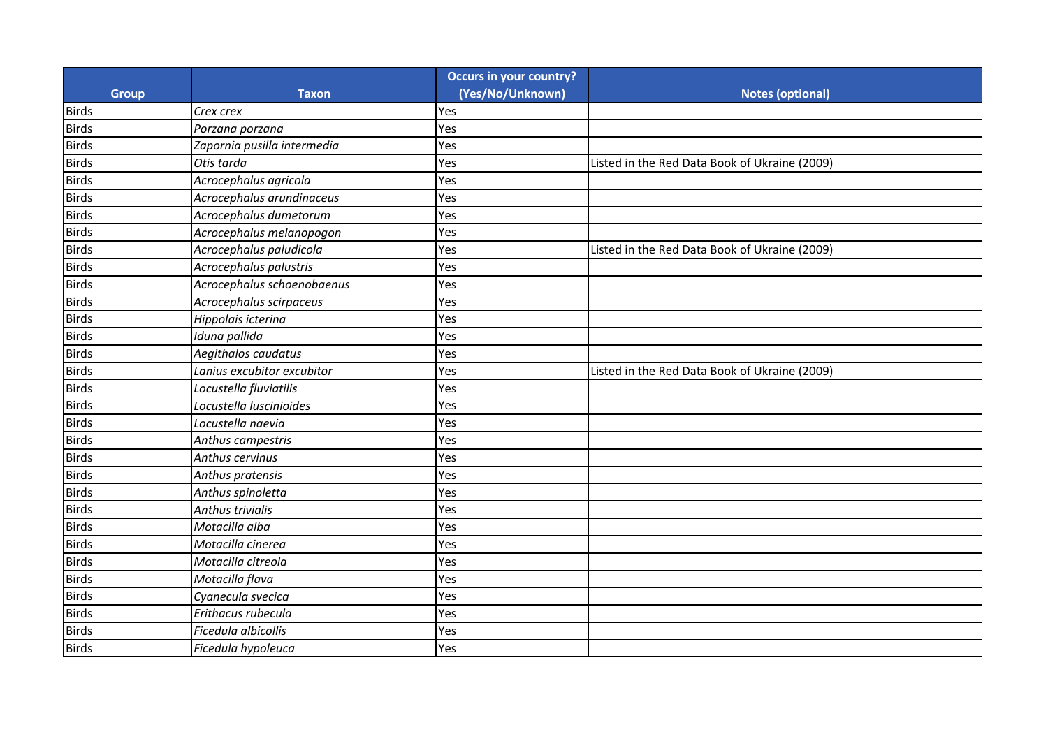| Group | Taxon | Occurs in your country? (Yes/No/Unknown) | Notes (optional) |
|---|---|---|---|
| Birds | *Crex crex* | Yes | |
| Birds | *Porzana porzana* | Yes | |
| Birds | *Zapornia pusilla intermedia* | Yes | |
| Birds | *Otis tarda* | Yes | Listed in the Red Data Book of Ukraine (2009) |
| Birds | *Acrocephalus agricola* | Yes | |
| Birds | *Acrocephalus arundinaceus* | Yes | |
| Birds | *Acrocephalus dumetorum* | Yes | |
| Birds | *Acrocephalus melanopogon* | Yes | |
| Birds | *Acrocephalus paludicola* | Yes | Listed in the Red Data Book of Ukraine (2009) |
| Birds | *Acrocephalus palustris* | Yes | |
| Birds | *Acrocephalus schoenobaenus* | Yes | |
| Birds | *Acrocephalus scirpaceus* | Yes | |
| Birds | *Hippolais icterina* | Yes | |
| Birds | *Iduna pallida* | Yes | |
| Birds | *Aegithalos caudatus* | Yes | |
| Birds | *Lanius excubitor excubitor* | Yes | Listed in the Red Data Book of Ukraine (2009) |
| Birds | *Locustella fluviatilis* | Yes | |
| Birds | *Locustella luscinioides* | Yes | |
| Birds | *Locustella naevia* | Yes | |
| Birds | *Anthus campestris* | Yes | |
| Birds | *Anthus cervinus* | Yes | |
| Birds | *Anthus pratensis* | Yes | |
| Birds | *Anthus spinoletta* | Yes | |
| Birds | *Anthus trivialis* | Yes | |
| Birds | *Motacilla alba* | Yes | |
| Birds | *Motacilla cinerea* | Yes | |
| Birds | *Motacilla citreola* | Yes | |
| Birds | *Motacilla flava* | Yes | |
| Birds | *Cyanecula svecica* | Yes | |
| Birds | *Erithacus rubecula* | Yes | |
| Birds | *Ficedula albicollis* | Yes | |
| Birds | *Ficedula hypoleuca* | Yes | |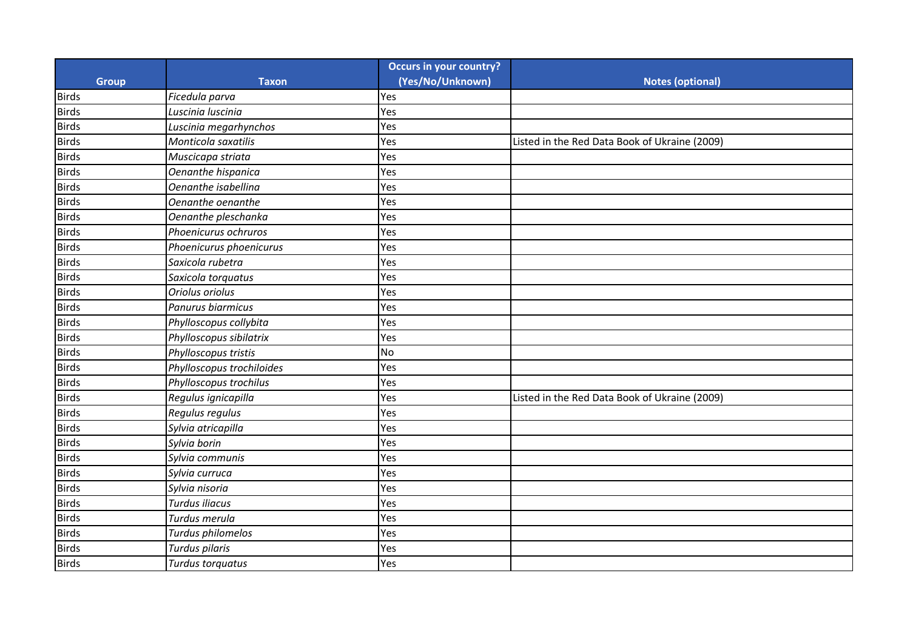| Group | Taxon | Occurs in your country? (Yes/No/Unknown) | Notes (optional) |
|---|---|---|---|
| Birds | *Ficedula parva* | Yes | |
| Birds | *Luscinia luscinia* | Yes | |
| Birds | *Luscinia megarhynchos* | Yes | |
| Birds | *Monticola saxatilis* | Yes | Listed in the Red Data Book of Ukraine (2009) |
| Birds | *Muscicapa striata* | Yes | |
| Birds | *Oenanthe hispanica* | Yes | |
| Birds | *Oenanthe isabellina* | Yes | |
| Birds | *Oenanthe oenanthe* | Yes | |
| Birds | *Oenanthe pleschanka* | Yes | |
| Birds | *Phoenicurus ochruros* | Yes | |
| Birds | *Phoenicurus phoenicurus* | Yes | |
| Birds | *Saxicola rubetra* | Yes | |
| Birds | *Saxicola torquatus* | Yes | |
| Birds | *Oriolus oriolus* | Yes | |
| Birds | *Panurus biarmicus* | Yes | |
| Birds | *Phylloscopus collybita* | Yes | |
| Birds | *Phylloscopus sibilatrix* | Yes | |
| Birds | *Phylloscopus tristis* | No | |
| Birds | *Phylloscopus trochiloides* | Yes | |
| Birds | *Phylloscopus trochilus* | Yes | |
| Birds | *Regulus ignicapilla* | Yes | Listed in the Red Data Book of Ukraine (2009) |
| Birds | *Regulus regulus* | Yes | |
| Birds | *Sylvia atricapilla* | Yes | |
| Birds | *Sylvia borin* | Yes | |
| Birds | *Sylvia communis* | Yes | |
| Birds | *Sylvia curruca* | Yes | |
| Birds | *Sylvia nisoria* | Yes | |
| Birds | *Turdus iliacus* | Yes | |
| Birds | *Turdus merula* | Yes | |
| Birds | *Turdus philomelos* | Yes | |
| Birds | *Turdus pilaris* | Yes | |
| Birds | *Turdus torquatus* | Yes | |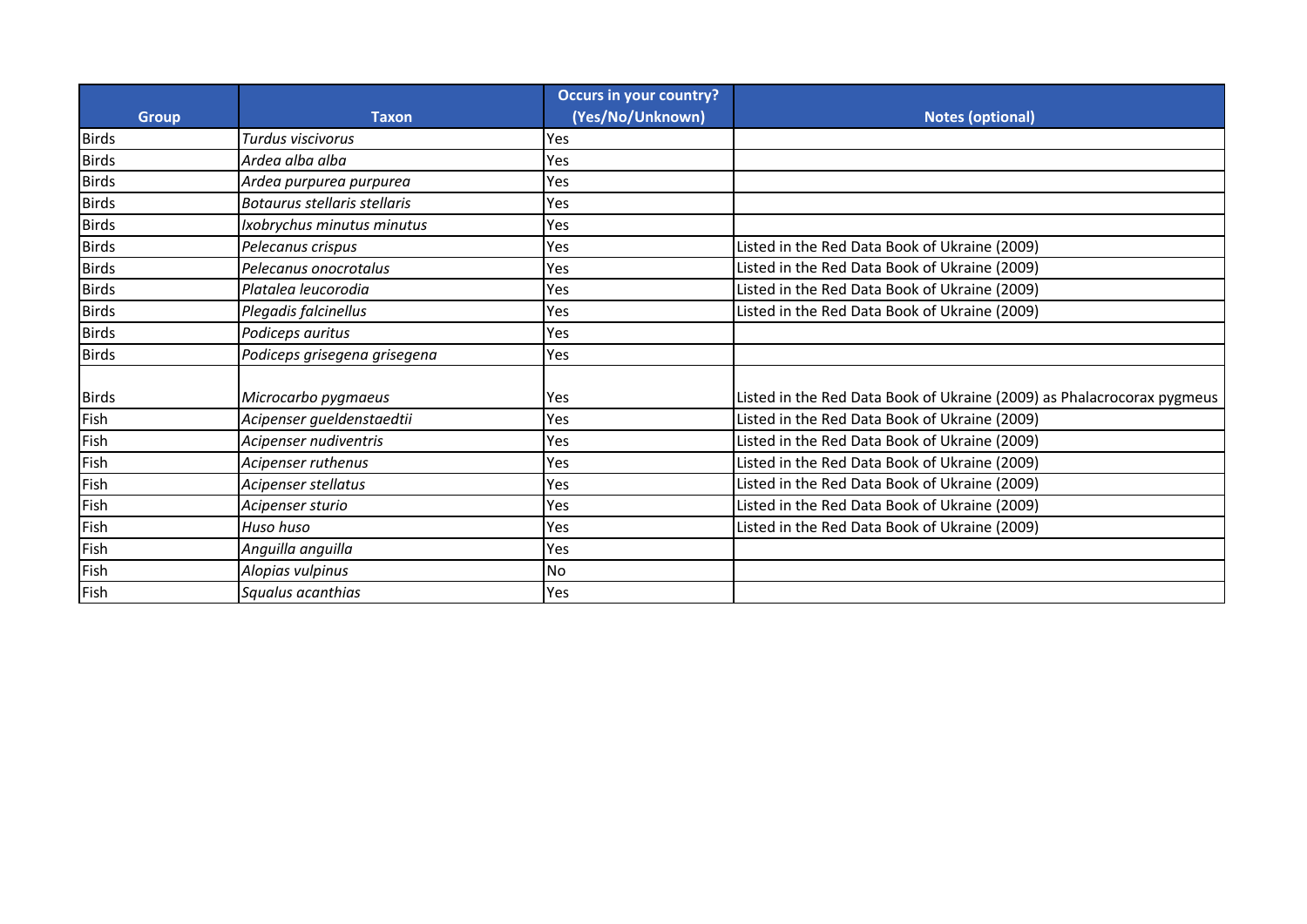| Group | Taxon | Occurs in your country? (Yes/No/Unknown) | Notes (optional) |
|---|---|---|---|
| Birds | *Turdus viscivorus* | Yes | |
| Birds | *Ardea alba alba* | Yes | |
| Birds | *Ardea purpurea purpurea* | Yes | |
| Birds | *Botaurus stellaris stellaris* | Yes | |
| Birds | *Ixobrychus minutus minutus* | Yes | |
| Birds | *Pelecanus crispus* | Yes | Listed in the Red Data Book of Ukraine (2009) |
| Birds | *Pelecanus onocrotalus* | Yes | Listed in the Red Data Book of Ukraine (2009) |
| Birds | *Platalea leucorodia* | Yes | Listed in the Red Data Book of Ukraine (2009) |
| Birds | *Plegadis falcinellus* | Yes | Listed in the Red Data Book of Ukraine (2009) |
| Birds | *Podiceps auritus* | Yes | |
| Birds | *Podiceps grisegena grisegena* | Yes | |
| Birds | *Microcarbo pygmaeus* | Yes | Listed in the Red Data Book of Ukraine (2009) as Phalacrocorax pygmeus |
| Fish | *Acipenser gueldenstaedtii* | Yes | Listed in the Red Data Book of Ukraine (2009) |
| Fish | *Acipenser nudiventris* | Yes | Listed in the Red Data Book of Ukraine (2009) |
| Fish | *Acipenser ruthenus* | Yes | Listed in the Red Data Book of Ukraine (2009) |
| Fish | *Acipenser stellatus* | Yes | Listed in the Red Data Book of Ukraine (2009) |
| Fish | *Acipenser sturio* | Yes | Listed in the Red Data Book of Ukraine (2009) |
| Fish | *Huso huso* | Yes | Listed in the Red Data Book of Ukraine (2009) |
| Fish | *Anguilla anguilla* | Yes | |
| Fish | *Alopias vulpinus* | No | |
| Fish | *Squalus acanthias* | Yes | |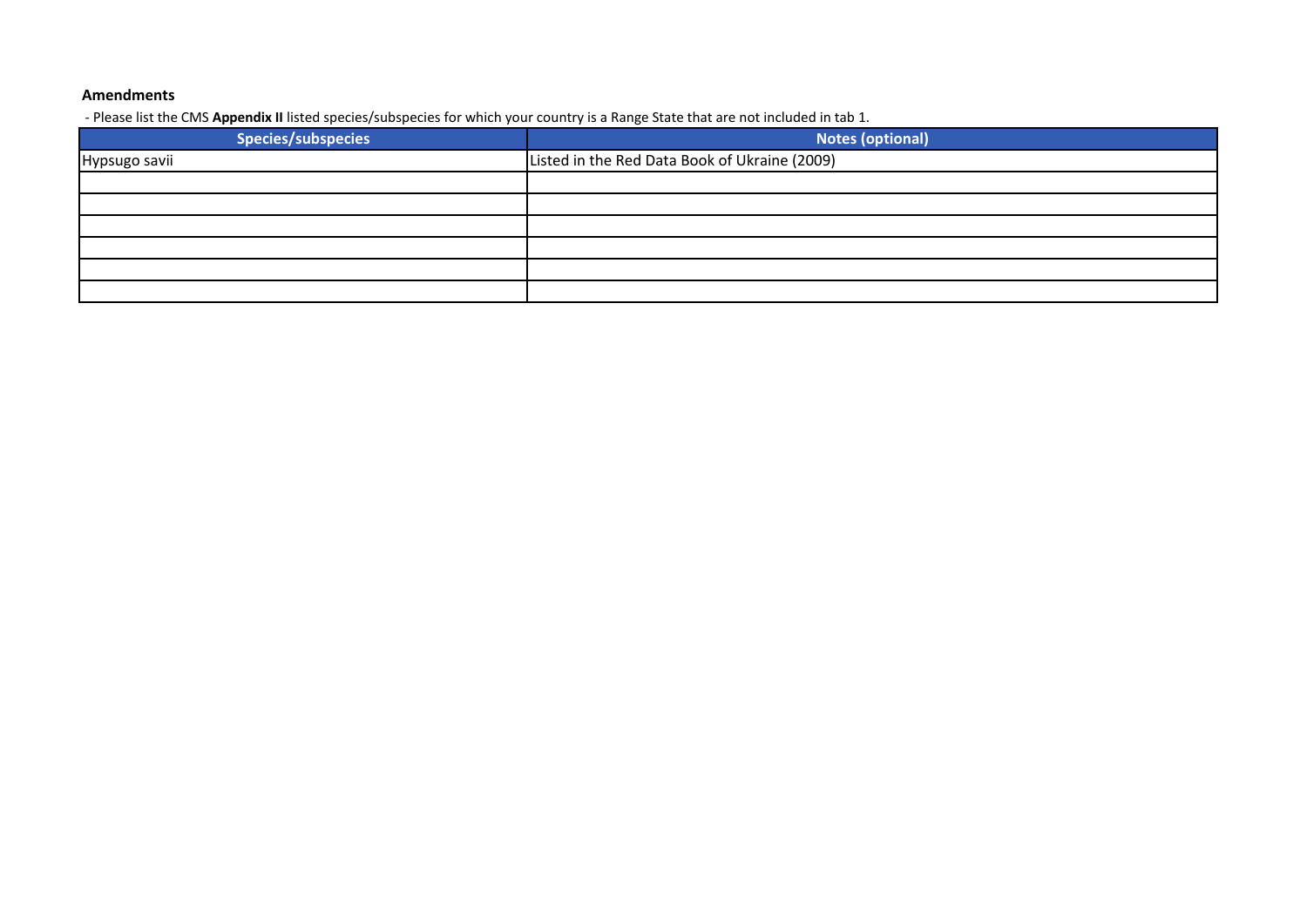**Amendments**

- Please list the CMS **Appendix II** listed species/subspecies for which your country is a Range State that are not included in tab 1.

| Species/subspecies | Notes (optional) |
|---|---|
| Hypsugo savii | Listed in the Red Data Book of Ukraine (2009) |
| | |
| | |
| | |
| | |
| | |
| | |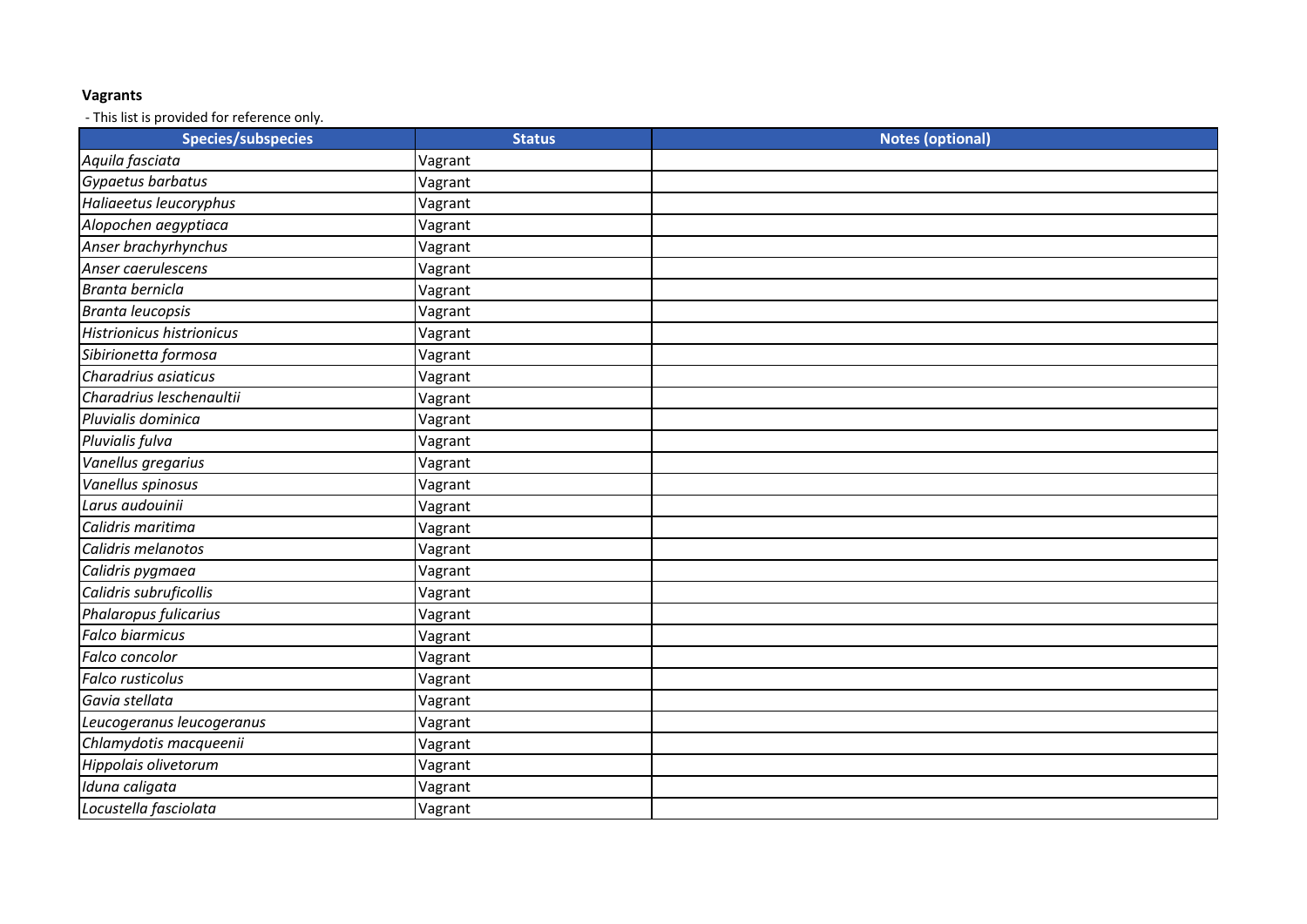**Vagrants**

- This list is provided for reference only.

| Species/subspecies | Status | Notes (optional) |
|---|---|---|
| *Aquila fasciata* | Vagrant | |
| *Gypaetus barbatus* | Vagrant | |
| *Haliaeetus leucoryphus* | Vagrant | |
| *Alopochen aegyptiaca* | Vagrant | |
| *Anser brachyrhynchus* | Vagrant | |
| *Anser caerulescens* | Vagrant | |
| *Branta bernicla* | Vagrant | |
| *Branta leucopsis* | Vagrant | |
| *Histrionicus histrionicus* | Vagrant | |
| *Sibirionetta formosa* | Vagrant | |
| *Charadrius asiaticus* | Vagrant | |
| *Charadrius leschenaultii* | Vagrant | |
| *Pluvialis dominica* | Vagrant | |
| *Pluvialis fulva* | Vagrant | |
| *Vanellus gregarius* | Vagrant | |
| *Vanellus spinosus* | Vagrant | |
| *Larus audouinii* | Vagrant | |
| *Calidris maritima* | Vagrant | |
| *Calidris melanotos* | Vagrant | |
| *Calidris pygmaea* | Vagrant | |
| *Calidris subruficollis* | Vagrant | |
| *Phalaropus fulicarius* | Vagrant | |
| *Falco biarmicus* | Vagrant | |
| *Falco concolor* | Vagrant | |
| *Falco rusticolus* | Vagrant | |
| *Gavia stellata* | Vagrant | |
| *Leucogeranus leucogeranus* | Vagrant | |
| *Chlamydotis macqueenii* | Vagrant | |
| *Hippolais olivetorum* | Vagrant | |
| *Iduna caligata* | Vagrant | |
| *Locustella fasciolata* | Vagrant | |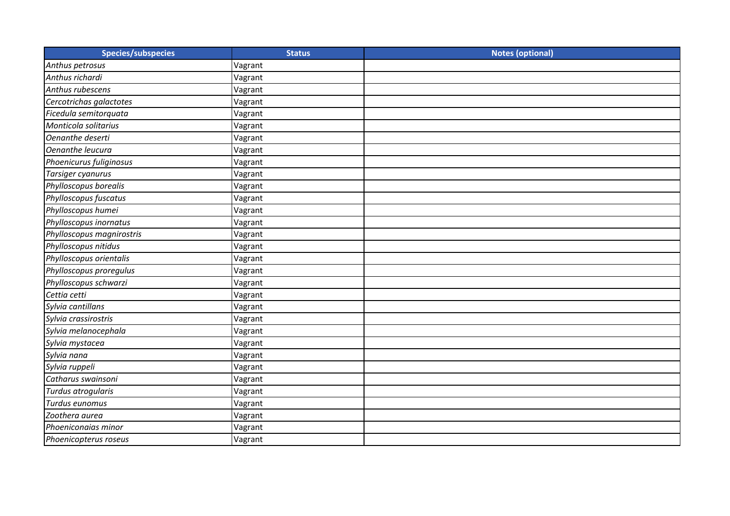| Species/subspecies | Status | Notes (optional) |
|---|---|---|
| *Anthus petrosus* | Vagrant | |
| *Anthus richardi* | Vagrant | |
| *Anthus rubescens* | Vagrant | |
| *Cercotrichas galactotes* | Vagrant | |
| *Ficedula semitorquata* | Vagrant | |
| *Monticola solitarius* | Vagrant | |
| *Oenanthe deserti* | Vagrant | |
| *Oenanthe leucura* | Vagrant | |
| *Phoenicurus fuliginosus* | Vagrant | |
| *Tarsiger cyanurus* | Vagrant | |
| *Phylloscopus borealis* | Vagrant | |
| *Phylloscopus fuscatus* | Vagrant | |
| *Phylloscopus humei* | Vagrant | |
| *Phylloscopus inornatus* | Vagrant | |
| *Phylloscopus magnirostris* | Vagrant | |
| *Phylloscopus nitidus* | Vagrant | |
| *Phylloscopus orientalis* | Vagrant | |
| *Phylloscopus proregulus* | Vagrant | |
| *Phylloscopus schwarzi* | Vagrant | |
| *Cettia cetti* | Vagrant | |
| *Sylvia cantillans* | Vagrant | |
| *Sylvia crassirostris* | Vagrant | |
| *Sylvia melanocephala* | Vagrant | |
| *Sylvia mystacea* | Vagrant | |
| *Sylvia nana* | Vagrant | |
| *Sylvia ruppeli* | Vagrant | |
| *Catharus swainsoni* | Vagrant | |
| *Turdus atrogularis* | Vagrant | |
| *Turdus eunomus* | Vagrant | |
| *Zoothera aurea* | Vagrant | |
| *Phoeniconaias minor* | Vagrant | |
| *Phoenicopterus roseus* | Vagrant | |